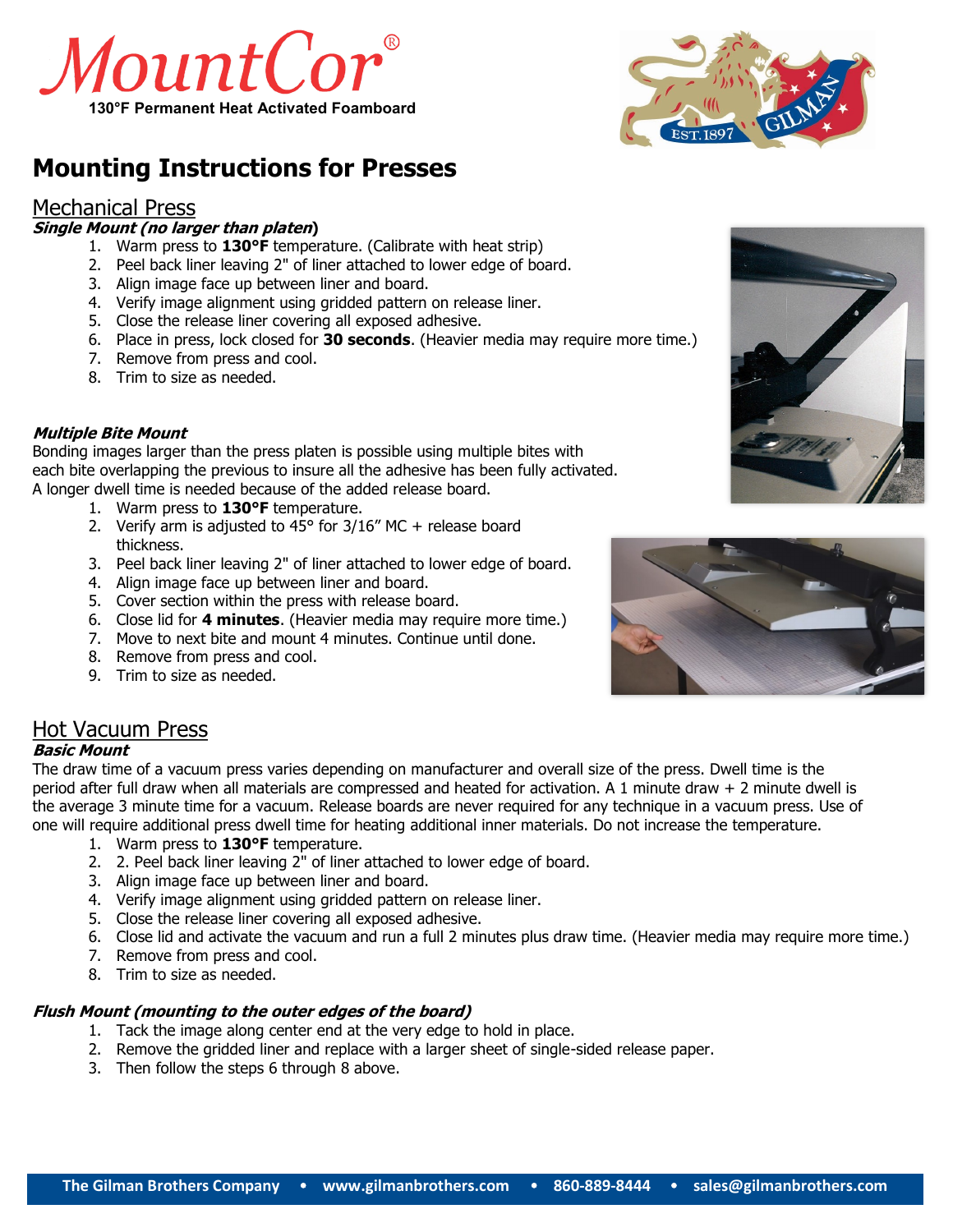# MountCor®

**130°F Permanent Heat Activated Foamboard**

# Mounting Instructions for Presses

## Mechanical Press

### *Single Mount (no larger than platen)*

1. Warm press to **130°F** temperature. (Calibrate with heat strip)
2. Peel back liner leaving 2" of liner attached to lower edge of board.
3. Align image face up between liner and board.
4. Verify image alignment using gridded pattern on release liner.
5. Close the release liner covering all exposed adhesive.
6. Place in press, lock closed for **30 seconds**. (Heavier media may require more time.)
7. Remove from press and cool.
8. Trim to size as needed.

### *Multiple Bite Mount*

Bonding images larger than the press platen is possible using multiple bites with each bite overlapping the previous to insure all the adhesive has been fully activated. A longer dwell time is needed because of the added release board.

1. Warm press to **130°F** temperature.
2. Verify arm is adjusted to 45° for 3/16" MC + release board thickness.
3. Peel back liner leaving 2" of liner attached to lower edge of board.
4. Align image face up between liner and board.
5. Cover section within the press with release board.
6. Close lid for **4 minutes**. (Heavier media may require more time.)
7. Move to next bite and mount 4 minutes. Continue until done.
8. Remove from press and cool.
9. Trim to size as needed.

## Hot Vacuum Press

### *Basic Mount*

The draw time of a vacuum press varies depending on manufacturer and overall size of the press. Dwell time is the period after full draw when all materials are compressed and heated for activation. A 1 minute draw + 2 minute dwell is the average 3 minute time for a vacuum. Release boards are never required for any technique in a vacuum press. Use of one will require additional press dwell time for heating additional inner materials. Do not increase the temperature.

1. Warm press to **130°F** temperature.
2. 2. Peel back liner leaving 2" of liner attached to lower edge of board.
3. Align image face up between liner and board.
4. Verify image alignment using gridded pattern on release liner.
5. Close the release liner covering all exposed adhesive.
6. Close lid and activate the vacuum and run a full 2 minutes plus draw time. (Heavier media may require more time.)
7. Remove from press and cool.
8. Trim to size as needed.

### *Flush Mount (mounting to the outer edges of the board)*

1. Tack the image along center end at the very edge to hold in place.
2. Remove the gridded liner and replace with a larger sheet of single-sided release paper.
3. Then follow the steps 6 through 8 above.

**The Gilman Brothers Company • www.gilmanbrothers.com • 860-889-8444 • sales@gilmanbrothers.com**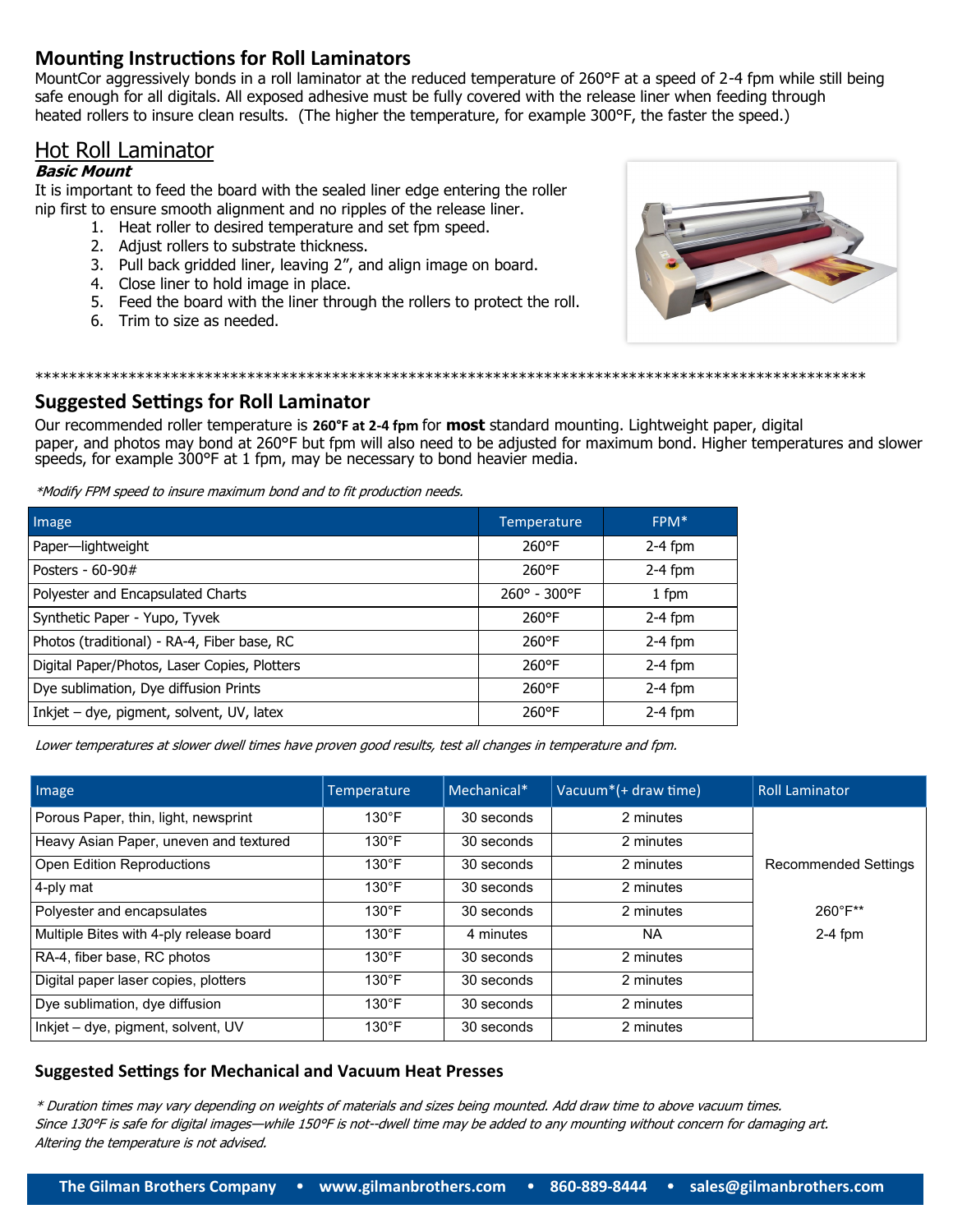## Mounting Instructions for Roll Laminators

MountCor aggressively bonds in a roll laminator at the reduced temperature of 260°F at a speed of 2-4 fpm while still being safe enough for all digitals. All exposed adhesive must be fully covered with the release liner when feeding through heated rollers to insure clean results. (The higher the temperature, for example 300°F, the faster the speed.)

## Hot Roll Laminator

***Basic Mount***

It is important to feed the board with the sealed liner edge entering the roller nip first to ensure smooth alignment and no ripples of the release liner.

1. Heat roller to desired temperature and set fpm speed.
2. Adjust rollers to substrate thickness.
3. Pull back gridded liner, leaving 2”, and align image on board.
4. Close liner to hold image in place.
5. Feed the board with the liner through the rollers to protect the roll.
6. Trim to size as needed.

****************************************************************************************************

## Suggested Settings for Roll Laminator

Our recommended roller temperature is **260°F at 2-4 fpm** for **most** standard mounting. Lightweight paper, digital paper, and photos may bond at 260°F but fpm will also need to be adjusted for maximum bond. Higher temperatures and slower speeds, for example 300°F at 1 fpm, may be necessary to bond heavier media.

*\*Modify FPM speed to insure maximum bond and to fit production needs.*

| Image | Temperature | FPM* |
|---|---|---|
| Paper—lightweight | 260°F | 2-4 fpm |
| Posters - 60-90# | 260°F | 2-4 fpm |
| Polyester and Encapsulated Charts | 260° - 300°F | 1 fpm |
| Synthetic Paper - Yupo, Tyvek | 260°F | 2-4 fpm |
| Photos (traditional) - RA-4, Fiber base, RC | 260°F | 2-4 fpm |
| Digital Paper/Photos, Laser Copies, Plotters | 260°F | 2-4 fpm |
| Dye sublimation, Dye diffusion Prints | 260°F | 2-4 fpm |
| Inkjet – dye, pigment, solvent, UV, latex | 260°F | 2-4 fpm |

*Lower temperatures at slower dwell times have proven good results, test all changes in temperature and fpm.*

| Image | Temperature | Mechanical* | Vacuum*(+ draw time) | Roll Laminator |
|---|---|---|---|---|
| Porous Paper, thin, light, newsprint | 130°F | 30 seconds | 2 minutes | Recommended Settings 260°F** 2-4 fpm |
| Heavy Asian Paper, uneven and textured | 130°F | 30 seconds | 2 minutes | |
| Open Edition Reproductions | 130°F | 30 seconds | 2 minutes | |
| 4-ply mat | 130°F | 30 seconds | 2 minutes | |
| Polyester and encapsulates | 130°F | 30 seconds | 2 minutes | |
| Multiple Bites with 4-ply release board | 130°F | 4 minutes | NA | |
| RA-4, fiber base, RC photos | 130°F | 30 seconds | 2 minutes | |
| Digital paper laser copies, plotters | 130°F | 30 seconds | 2 minutes | |
| Dye sublimation, dye diffusion | 130°F | 30 seconds | 2 minutes | |
| Inkjet – dye, pigment, solvent, UV | 130°F | 30 seconds | 2 minutes | |

## Suggested Settings for Mechanical and Vacuum Heat Presses

*\* Duration times may vary depending on weights of materials and sizes being mounted. Add draw time to above vacuum times.*
*Since 130°F is safe for digital images—while 150°F is not--dwell time may be added to any mounting without concern for damaging art.*
*Altering the temperature is not advised.*

**The Gilman Brothers Company • www.gilmanbrothers.com • 860-889-8444 • sales@gilmanbrothers.com**